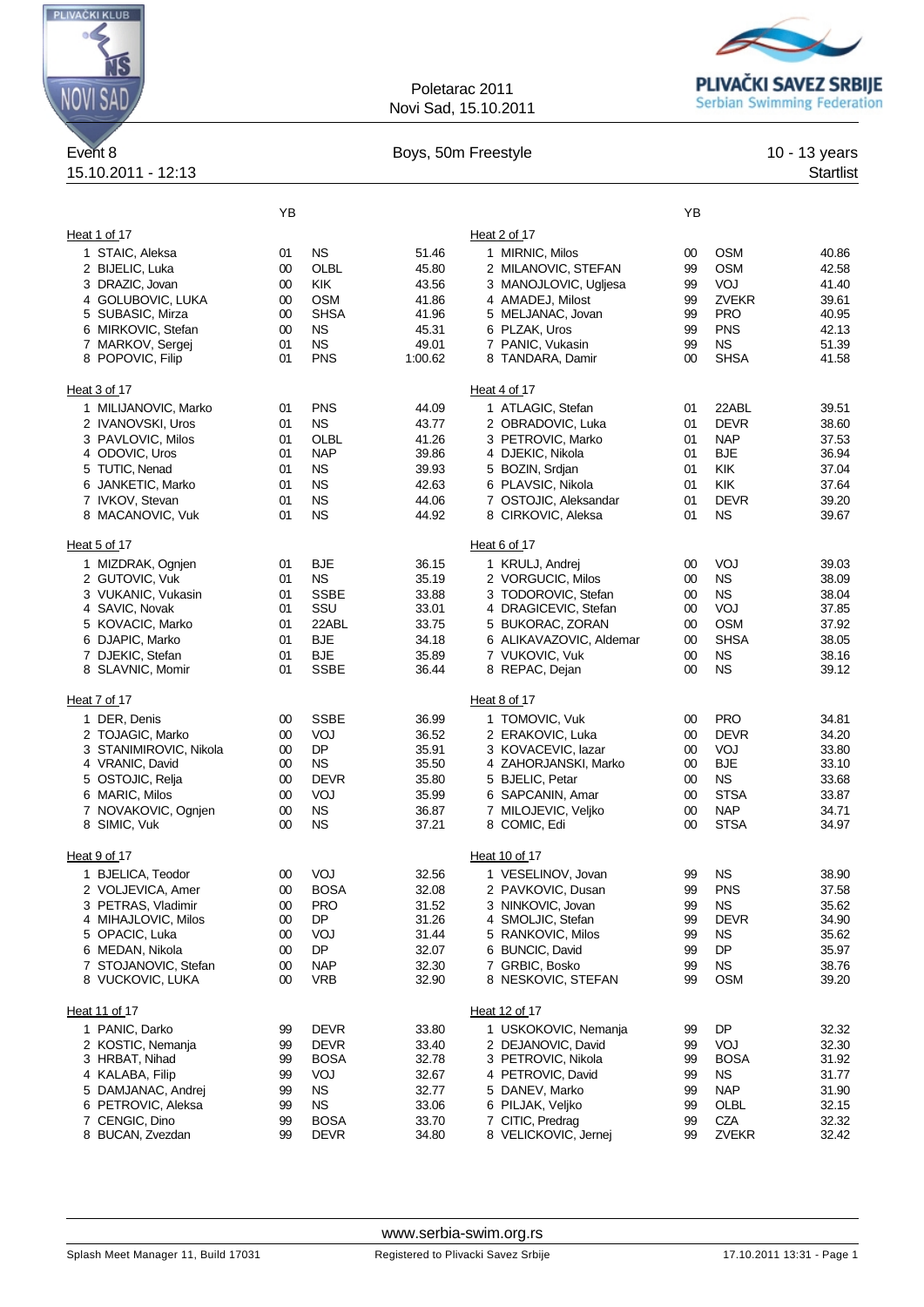Poletarac 2011
Novi Sad, 15.10.2011

PLIVAČKI SAVEZ SRBIJE
Serbian Swimming Federation

Event 8 — Boys, 50m Freestyle — 10 - 13 years
15.10.2011 - 12:13 — Startlist

### Heat 1 of 17

| | Name | YB | Club | Time |
|---|---|---|---|---|
| 1 | STAIC, Aleksa | 01 | NS | 51.46 |
| 2 | BIJELIC, Luka | 00 | OLBL | 45.80 |
| 3 | DRAZIC, Jovan | 00 | KIK | 43.56 |
| 4 | GOLUBOVIC, LUKA | 00 | OSM | 41.86 |
| 5 | SUBASIC, Mirza | 00 | SHSA | 41.96 |
| 6 | MIRKOVIC, Stefan | 00 | NS | 45.31 |
| 7 | MARKOV, Sergej | 01 | NS | 49.01 |
| 8 | POPOVIC, Filip | 01 | PNS | 1:00.62 |

### Heat 2 of 17

| | Name | YB | Club | Time |
|---|---|---|---|---|
| 1 | MIRNIC, Milos | 00 | OSM | 40.86 |
| 2 | MILANOVIC, STEFAN | 99 | OSM | 42.58 |
| 3 | MANOJLOVIC, Ugljesa | 99 | VOJ | 41.40 |
| 4 | AMADEJ, Milost | 99 | ZVEKR | 39.61 |
| 5 | MELJANAC, Jovan | 99 | PRO | 40.95 |
| 6 | PLZAK, Uros | 99 | PNS | 42.13 |
| 7 | PANIC, Vukasin | 99 | NS | 51.39 |
| 8 | TANDARA, Damir | 00 | SHSA | 41.58 |

### Heat 3 of 17

| | Name | YB | Club | Time |
|---|---|---|---|---|
| 1 | MILIJANOVIC, Marko | 01 | PNS | 44.09 |
| 2 | IVANOVSKI, Uros | 01 | NS | 43.77 |
| 3 | PAVLOVIC, Milos | 01 | OLBL | 41.26 |
| 4 | ODOVIC, Uros | 01 | NAP | 39.86 |
| 5 | TUTIC, Nenad | 01 | NS | 39.93 |
| 6 | JANKETIC, Marko | 01 | NS | 42.63 |
| 7 | IVKOV, Stevan | 01 | NS | 44.06 |
| 8 | MACANOVIC, Vuk | 01 | NS | 44.92 |

### Heat 4 of 17

| | Name | YB | Club | Time |
|---|---|---|---|---|
| 1 | ATLAGIC, Stefan | 01 | 22ABL | 39.51 |
| 2 | OBRADOVIC, Luka | 01 | DEVR | 38.60 |
| 3 | PETROVIC, Marko | 01 | NAP | 37.53 |
| 4 | DJEKIC, Nikola | 01 | BJE | 36.94 |
| 5 | BOZIN, Srdjan | 01 | KIK | 37.04 |
| 6 | PLAVSIC, Nikola | 01 | KIK | 37.64 |
| 7 | OSTOJIC, Aleksandar | 01 | DEVR | 39.20 |
| 8 | CIRKOVIC, Aleksa | 01 | NS | 39.67 |

### Heat 5 of 17

| | Name | YB | Club | Time |
|---|---|---|---|---|
| 1 | MIZDRAK, Ognjen | 01 | BJE | 36.15 |
| 2 | GUTOVIC, Vuk | 01 | NS | 35.19 |
| 3 | VUKANIC, Vukasin | 01 | SSBE | 33.88 |
| 4 | SAVIC, Novak | 01 | SSU | 33.01 |
| 5 | KOVACIC, Marko | 01 | 22ABL | 33.75 |
| 6 | DJAPIC, Marko | 01 | BJE | 34.18 |
| 7 | DJEKIC, Stefan | 01 | BJE | 35.89 |
| 8 | SLAVNIC, Momir | 01 | SSBE | 36.44 |

### Heat 6 of 17

| | Name | YB | Club | Time |
|---|---|---|---|---|
| 1 | KRULJ, Andrej | 00 | VOJ | 39.03 |
| 2 | VORGUCIC, Milos | 00 | NS | 38.09 |
| 3 | TODOROVIC, Stefan | 00 | NS | 38.04 |
| 4 | DRAGICEVIC, Stefan | 00 | VOJ | 37.85 |
| 5 | BUKORAC, ZORAN | 00 | OSM | 37.92 |
| 6 | ALIKAVAZOVIC, Aldemar | 00 | SHSA | 38.05 |
| 7 | VUKOVIC, Vuk | 00 | NS | 38.16 |
| 8 | REPAC, Dejan | 00 | NS | 39.12 |

### Heat 7 of 17

| | Name | YB | Club | Time |
|---|---|---|---|---|
| 1 | DER, Denis | 00 | SSBE | 36.99 |
| 2 | TOJAGIC, Marko | 00 | VOJ | 36.52 |
| 3 | STANIMIROVIC, Nikola | 00 | DP | 35.91 |
| 4 | VRANIC, David | 00 | NS | 35.50 |
| 5 | OSTOJIC, Relja | 00 | DEVR | 35.80 |
| 6 | MARIC, Milos | 00 | VOJ | 35.99 |
| 7 | NOVAKOVIC, Ognjen | 00 | NS | 36.87 |
| 8 | SIMIC, Vuk | 00 | NS | 37.21 |

### Heat 8 of 17

| | Name | YB | Club | Time |
|---|---|---|---|---|
| 1 | TOMOVIC, Vuk | 00 | PRO | 34.81 |
| 2 | ERAKOVIC, Luka | 00 | DEVR | 34.20 |
| 3 | KOVACEVIC, lazar | 00 | VOJ | 33.80 |
| 4 | ZAHORJANSKI, Marko | 00 | BJE | 33.10 |
| 5 | BJELIC, Petar | 00 | NS | 33.68 |
| 6 | SAPCANIN, Amar | 00 | STSA | 33.87 |
| 7 | MILOJEVIC, Veljko | 00 | NAP | 34.71 |
| 8 | COMIC, Edi | 00 | STSA | 34.97 |

### Heat 9 of 17

| | Name | YB | Club | Time |
|---|---|---|---|---|
| 1 | BJELICA, Teodor | 00 | VOJ | 32.56 |
| 2 | VOLJEVICA, Amer | 00 | BOSA | 32.08 |
| 3 | PETRAS, Vladimir | 00 | PRO | 31.52 |
| 4 | MIHAJLOVIC, Milos | 00 | DP | 31.26 |
| 5 | OPACIC, Luka | 00 | VOJ | 31.44 |
| 6 | MEDAN, Nikola | 00 | DP | 32.07 |
| 7 | STOJANOVIC, Stefan | 00 | NAP | 32.30 |
| 8 | VUCKOVIC, LUKA | 00 | VRB | 32.90 |

### Heat 10 of 17

| | Name | YB | Club | Time |
|---|---|---|---|---|
| 1 | VESELINOV, Jovan | 99 | NS | 38.90 |
| 2 | PAVKOVIC, Dusan | 99 | PNS | 37.58 |
| 3 | NINKOVIC, Jovan | 99 | NS | 35.62 |
| 4 | SMOLJIC, Stefan | 99 | DEVR | 34.90 |
| 5 | RANKOVIC, Milos | 99 | NS | 35.62 |
| 6 | BUNCIC, David | 99 | DP | 35.97 |
| 7 | GRBIC, Bosko | 99 | NS | 38.76 |
| 8 | NESKOVIC, STEFAN | 99 | OSM | 39.20 |

### Heat 11 of 17

| | Name | YB | Club | Time |
|---|---|---|---|---|
| 1 | PANIC, Darko | 99 | DEVR | 33.80 |
| 2 | KOSTIC, Nemanja | 99 | DEVR | 33.40 |
| 3 | HRBAT, Nihad | 99 | BOSA | 32.78 |
| 4 | KALABA, Filip | 99 | VOJ | 32.67 |
| 5 | DAMJANAC, Andrej | 99 | NS | 32.77 |
| 6 | PETROVIC, Aleksa | 99 | NS | 33.06 |
| 7 | CENGIC, Dino | 99 | BOSA | 33.70 |
| 8 | BUCAN, Zvezdan | 99 | DEVR | 34.80 |

### Heat 12 of 17

| | Name | YB | Club | Time |
|---|---|---|---|---|
| 1 | USKOKOVIC, Nemanja | 99 | DP | 32.32 |
| 2 | DEJANOVIC, David | 99 | VOJ | 32.30 |
| 3 | PETROVIC, Nikola | 99 | BOSA | 31.92 |
| 4 | PETROVIC, David | 99 | NS | 31.77 |
| 5 | DANEV, Marko | 99 | NAP | 31.90 |
| 6 | PILJAK, Veljko | 99 | OLBL | 32.15 |
| 7 | CITIC, Predrag | 99 | CZA | 32.32 |
| 8 | VELICKOVIC, Jernej | 99 | ZVEKR | 32.42 |

www.serbia-swim.org.rs

Splash Meet Manager 11, Build 17031 — Registered to Plivacki Savez Srbije — 17.10.2011 13:31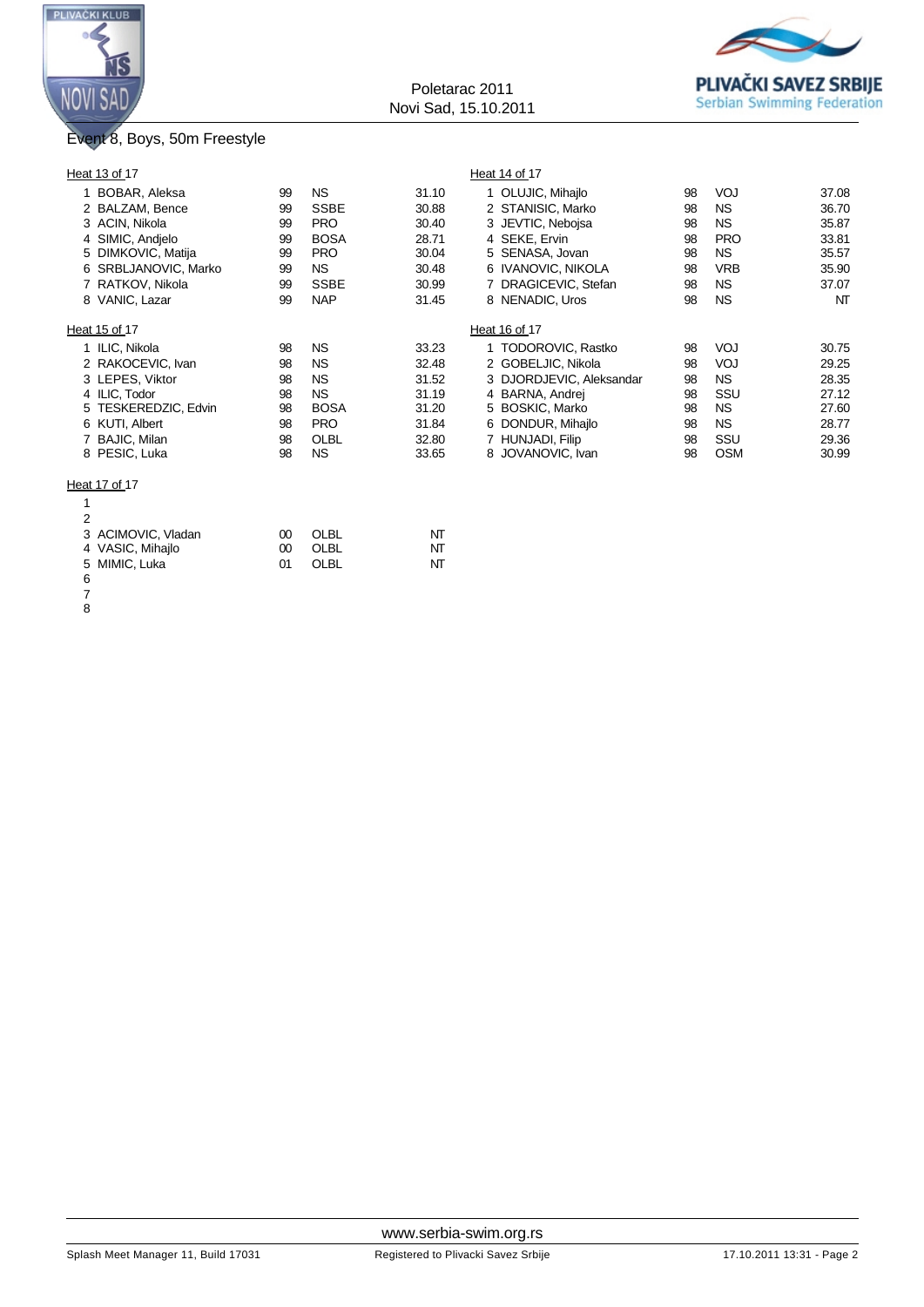Poletarac 2011
Novi Sad, 15.10.2011

## Event 8, Boys, 50m Freestyle

Heat 13 of 17

| | | | | |
|---|---|---|---|---|
| 1 | BOBAR, Aleksa | 99 | NS | 31.10 |
| 2 | BALZAM, Bence | 99 | SSBE | 30.88 |
| 3 | ACIN, Nikola | 99 | PRO | 30.40 |
| 4 | SIMIC, Andjelo | 99 | BOSA | 28.71 |
| 5 | DIMKOVIC, Matija | 99 | PRO | 30.04 |
| 6 | SRBLJANOVIC, Marko | 99 | NS | 30.48 |
| 7 | RATKOV, Nikola | 99 | SSBE | 30.99 |
| 8 | VANIC, Lazar | 99 | NAP | 31.45 |

Heat 14 of 17

| | | | | |
|---|---|---|---|---|
| 1 | OLUJIC, Mihajlo | 98 | VOJ | 37.08 |
| 2 | STANISIC, Marko | 98 | NS | 36.70 |
| 3 | JEVTIC, Nebojsa | 98 | NS | 35.87 |
| 4 | SEKE, Ervin | 98 | PRO | 33.81 |
| 5 | SENASA, Jovan | 98 | NS | 35.57 |
| 6 | IVANOVIC, NIKOLA | 98 | VRB | 35.90 |
| 7 | DRAGICEVIC, Stefan | 98 | NS | 37.07 |
| 8 | NENADIC, Uros | 98 | NS | NT |

Heat 15 of 17

| | | | | |
|---|---|---|---|---|
| 1 | ILIC, Nikola | 98 | NS | 33.23 |
| 2 | RAKOCEVIC, Ivan | 98 | NS | 32.48 |
| 3 | LEPES, Viktor | 98 | NS | 31.52 |
| 4 | ILIC, Todor | 98 | NS | 31.19 |
| 5 | TESKEREDZIC, Edvin | 98 | BOSA | 31.20 |
| 6 | KUTI, Albert | 98 | PRO | 31.84 |
| 7 | BAJIC, Milan | 98 | OLBL | 32.80 |
| 8 | PESIC, Luka | 98 | NS | 33.65 |

Heat 16 of 17

| | | | | |
|---|---|---|---|---|
| 1 | TODOROVIC, Rastko | 98 | VOJ | 30.75 |
| 2 | GOBELJIC, Nikola | 98 | VOJ | 29.25 |
| 3 | DJORDJEVIC, Aleksandar | 98 | NS | 28.35 |
| 4 | BARNA, Andrej | 98 | SSU | 27.12 |
| 5 | BOSKIC, Marko | 98 | NS | 27.60 |
| 6 | DONDUR, Mihajlo | 98 | NS | 28.77 |
| 7 | HUNJADI, Filip | 98 | SSU | 29.36 |
| 8 | JOVANOVIC, Ivan | 98 | OSM | 30.99 |

Heat 17 of 17

| | | | | |
|---|---|---|---|---|
| 1 | | | | |
| 2 | | | | |
| 3 | ACIMOVIC, Vladan | 00 | OLBL | NT |
| 4 | VASIC, Mihajlo | 00 | OLBL | NT |
| 5 | MIMIC, Luka | 01 | OLBL | NT |
| 6 | | | | |
| 7 | | | | |
| 8 | | | | |

www.serbia-swim.org.rs

Splash Meet Manager 11, Build 17031 — Registered to Plivacki Savez Srbije — 17.10.2011 13:31